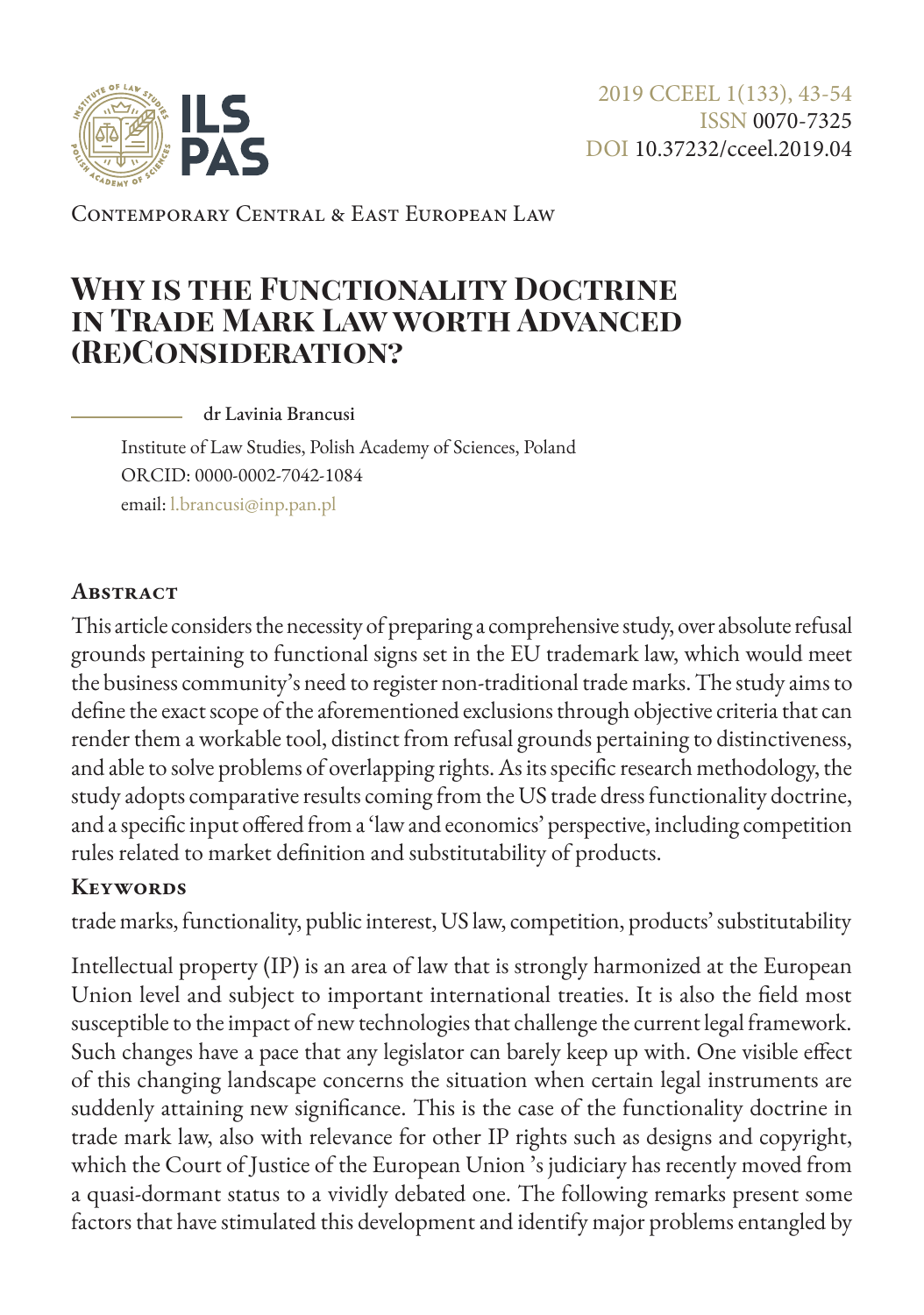Contemporary Central & East European Law

# Why is the Functionality Doctrine in Trade Mark Law worth Advanced (Re)Consideration?

dr Lavinia Brancusi

Institute of Law Studies, Polish Academy of Sciences, Poland
ORCID: 0000-0002-7042-1084
email: l.brancusi@inp.pan.pl

## Abstract

This article considers the necessity of preparing a comprehensive study, over absolute refusal grounds pertaining to functional signs set in the EU trademark law, which would meet the business community's need to register non-traditional trade marks. The study aims to define the exact scope of the aforementioned exclusions through objective criteria that can render them a workable tool, distinct from refusal grounds pertaining to distinctiveness, and able to solve problems of overlapping rights. As its specific research methodology, the study adopts comparative results coming from the US trade dress functionality doctrine, and a specific input offered from a 'law and economics' perspective, including competition rules related to market definition and substitutability of products.

## Keywords

trade marks, functionality, public interest, US law, competition, products' substitutability

Intellectual property (IP) is an area of law that is strongly harmonized at the European Union level and subject to important international treaties. It is also the field most susceptible to the impact of new technologies that challenge the current legal framework. Such changes have a pace that any legislator can barely keep up with. One visible effect of this changing landscape concerns the situation when certain legal instruments are suddenly attaining new significance. This is the case of the functionality doctrine in trade mark law, also with relevance for other IP rights such as designs and copyright, which the Court of Justice of the European Union 's judiciary has recently moved from a quasi-dormant status to a vividly debated one. The following remarks present some factors that have stimulated this development and identify major problems entangled by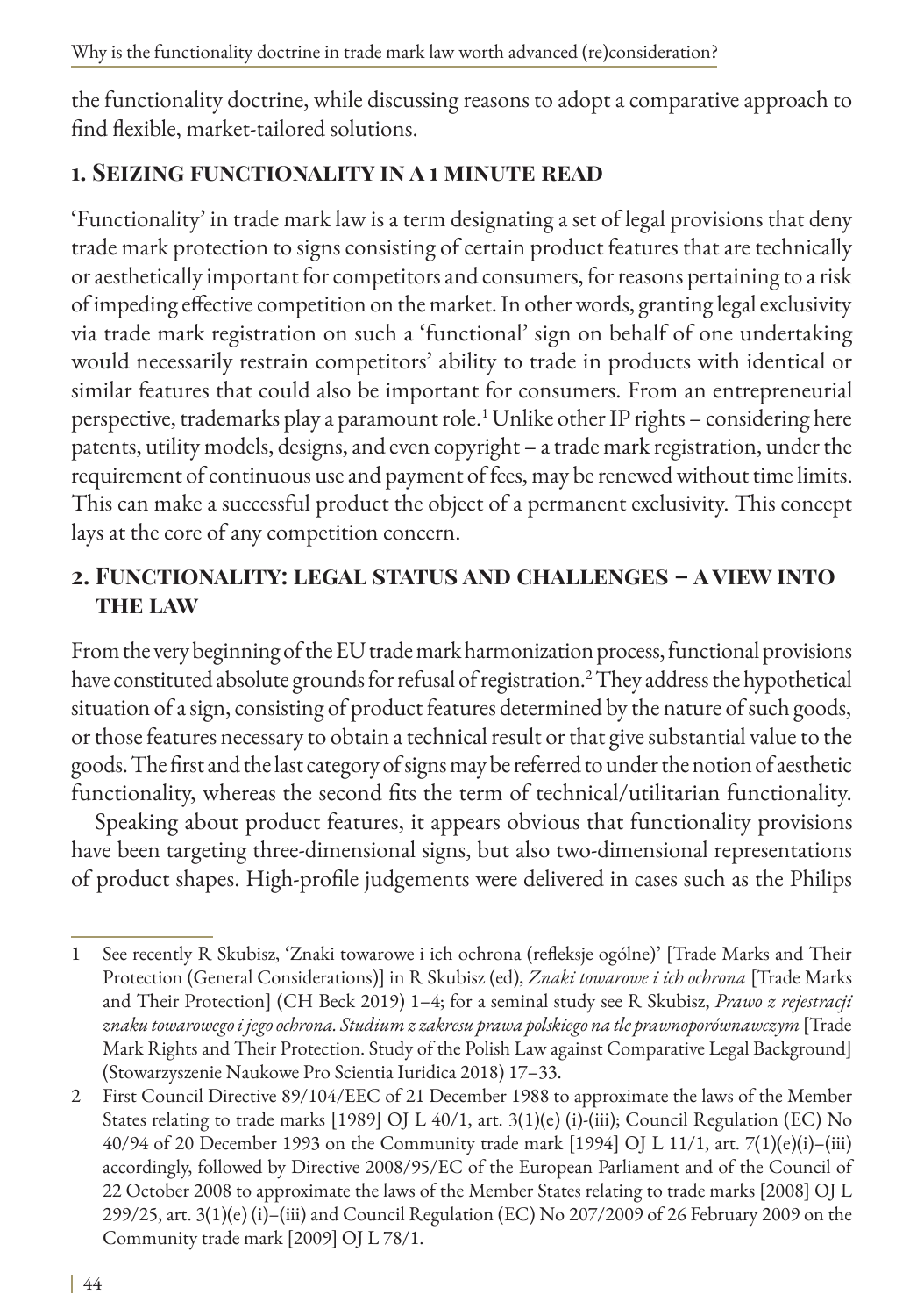the functionality doctrine, while discussing reasons to adopt a comparative approach to find flexible, market-tailored solutions.

## 1. Seizing functionality in a 1 minute read

'Functionality' in trade mark law is a term designating a set of legal provisions that deny trade mark protection to signs consisting of certain product features that are technically or aesthetically important for competitors and consumers, for reasons pertaining to a risk of impeding effective competition on the market. In other words, granting legal exclusivity via trade mark registration on such a 'functional' sign on behalf of one undertaking would necessarily restrain competitors' ability to trade in products with identical or similar features that could also be important for consumers. From an entrepreneurial perspective, trademarks play a paramount role.[1] Unlike other IP rights – considering here patents, utility models, designs, and even copyright – a trade mark registration, under the requirement of continuous use and payment of fees, may be renewed without time limits. This can make a successful product the object of a permanent exclusivity. This concept lays at the core of any competition concern.

## 2. Functionality: legal status and challenges – a view into the law

From the very beginning of the EU trade mark harmonization process, functional provisions have constituted absolute grounds for refusal of registration.[2] They address the hypothetical situation of a sign, consisting of product features determined by the nature of such goods, or those features necessary to obtain a technical result or that give substantial value to the goods. The first and the last category of signs may be referred to under the notion of aesthetic functionality, whereas the second fits the term of technical/utilitarian functionality.

Speaking about product features, it appears obvious that functionality provisions have been targeting three-dimensional signs, but also two-dimensional representations of product shapes. High-profile judgements were delivered in cases such as the Philips

---

1 See recently R Skubisz, 'Znaki towarowe i ich ochrona (refleksje ogólne)' [Trade Marks and Their Protection (General Considerations)] in R Skubisz (ed), *Znaki towarowe i ich ochrona* [Trade Marks and Their Protection] (CH Beck 2019) 1–4; for a seminal study see R Skubisz, *Prawo z rejestracji znaku towarowego i jego ochrona. Studium z zakresu prawa polskiego na tle prawnoporównawczym* [Trade Mark Rights and Their Protection. Study of the Polish Law against Comparative Legal Background] (Stowarzyszenie Naukowe Pro Scientia Iuridica 2018) 17–33.

2 First Council Directive 89/104/EEC of 21 December 1988 to approximate the laws of the Member States relating to trade marks [1989] OJ L 40/1, art. 3(1)(e) (i)-(iii); Council Regulation (EC) No 40/94 of 20 December 1993 on the Community trade mark [1994] OJ L 11/1, art. 7(1)(e)(i)–(iii) accordingly, followed by Directive 2008/95/EC of the European Parliament and of the Council of 22 October 2008 to approximate the laws of the Member States relating to trade marks [2008] OJ L 299/25, art. 3(1)(e) (i)–(iii) and Council Regulation (EC) No 207/2009 of 26 February 2009 on the Community trade mark [2009] OJ L 78/1.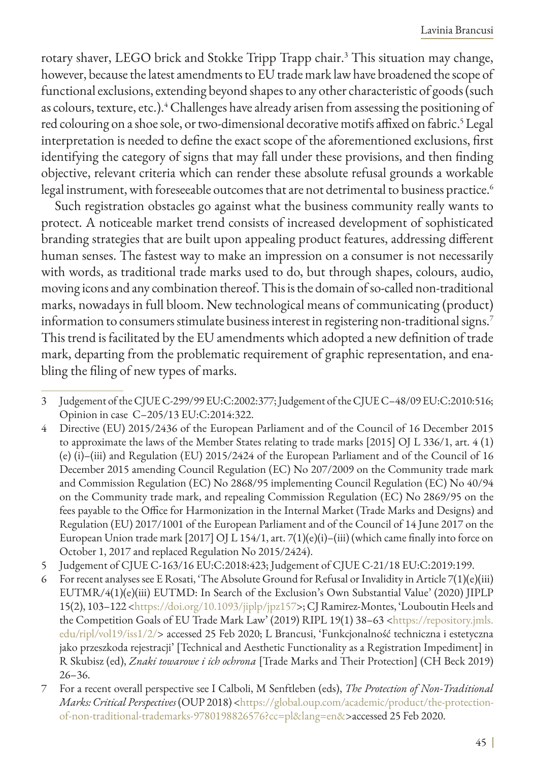rotary shaver, LEGO brick and Stokke Tripp Trapp chair.[3] This situation may change, however, because the latest amendments to EU trade mark law have broadened the scope of functional exclusions, extending beyond shapes to any other characteristic of goods (such as colours, texture, etc.).[4] Challenges have already arisen from assessing the positioning of red colouring on a shoe sole, or two-dimensional decorative motifs affixed on fabric.[5] Legal interpretation is needed to define the exact scope of the aforementioned exclusions, first identifying the category of signs that may fall under these provisions, and then finding objective, relevant criteria which can render these absolute refusal grounds a workable legal instrument, with foreseeable outcomes that are not detrimental to business practice.[6]

Such registration obstacles go against what the business community really wants to protect. A noticeable market trend consists of increased development of sophisticated branding strategies that are built upon appealing product features, addressing different human senses. The fastest way to make an impression on a consumer is not necessarily with words, as traditional trade marks used to do, but through shapes, colours, audio, moving icons and any combination thereof. This is the domain of so-called non-traditional marks, nowadays in full bloom. New technological means of communicating (product) information to consumers stimulate business interest in registering non-traditional signs.[7] This trend is facilitated by the EU amendments which adopted a new definition of trade mark, departing from the problematic requirement of graphic representation, and enabling the filing of new types of marks.

---

3 Judgement of the CJUE C-299/99 EU:C:2002:377; Judgement of the CJUE C–48/09 EU:C:2010:516; Opinion in case C–205/13 EU:C:2014:322.

4 Directive (EU) 2015/2436 of the European Parliament and of the Council of 16 December 2015 to approximate the laws of the Member States relating to trade marks [2015] OJ L 336/1, art. 4 (1) (e) (i)–(iii) and Regulation (EU) 2015/2424 of the European Parliament and of the Council of 16 December 2015 amending Council Regulation (EC) No 207/2009 on the Community trade mark and Commission Regulation (EC) No 2868/95 implementing Council Regulation (EC) No 40/94 on the Community trade mark, and repealing Commission Regulation (EC) No 2869/95 on the fees payable to the Office for Harmonization in the Internal Market (Trade Marks and Designs) and Regulation (EU) 2017/1001 of the European Parliament and of the Council of 14 June 2017 on the European Union trade mark [2017] OJ L 154/1, art. 7(1)(e)(i)–(iii) (which came finally into force on October 1, 2017 and replaced Regulation No 2015/2424).

5 Judgement of CJUE C-163/16 EU:C:2018:423; Judgement of CJUE C-21/18 EU:C:2019:199.

6 For recent analyses see E Rosati, 'The Absolute Ground for Refusal or Invalidity in Article 7(1)(e)(iii) EUTMR/4(1)(e)(iii) EUTMD: In Search of the Exclusion's Own Substantial Value' (2020) JIPLP 15(2), 103–122 <https://doi.org/10.1093/jiplp/jpz157>; CJ Ramirez-Montes, 'Louboutin Heels and the Competition Goals of EU Trade Mark Law' (2019) RIPL 19(1) 38–63 <https://repository.jmls.edu/ripl/vol19/iss1/2/> accessed 25 Feb 2020; L Brancusi, 'Funkcjonalność techniczna i estetyczna jako przeszkoda rejestracji' [Technical and Aesthetic Functionality as a Registration Impediment] in R Skubisz (ed), *Znaki towarowe i ich ochrona* [Trade Marks and Their Protection] (CH Beck 2019) 26–36.

7 For a recent overall perspective see I Calboli, M Senftleben (eds), *The Protection of Non-Traditional Marks: Critical Perspectives* (OUP 2018) <https://global.oup.com/academic/product/the-protection-of-non-traditional-trademarks-9780198826576?cc=pl&lang=en&>accessed 25 Feb 2020.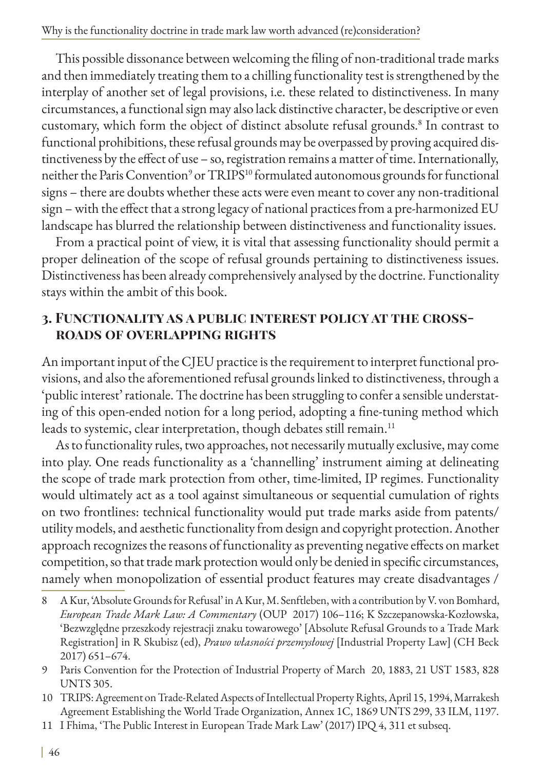This possible dissonance between welcoming the filing of non-traditional trade marks and then immediately treating them to a chilling functionality test is strengthened by the interplay of another set of legal provisions, i.e. these related to distinctiveness. In many circumstances, a functional sign may also lack distinctive character, be descriptive or even customary, which form the object of distinct absolute refusal grounds.[8] In contrast to functional prohibitions, these refusal grounds may be overpassed by proving acquired distinctiveness by the effect of use – so, registration remains a matter of time. Internationally, neither the Paris Convention[9] or TRIPS[10] formulated autonomous grounds for functional signs – there are doubts whether these acts were even meant to cover any non-traditional sign – with the effect that a strong legacy of national practices from a pre-harmonized EU landscape has blurred the relationship between distinctiveness and functionality issues.

From a practical point of view, it is vital that assessing functionality should permit a proper delineation of the scope of refusal grounds pertaining to distinctiveness issues. Distinctiveness has been already comprehensively analysed by the doctrine. Functionality stays within the ambit of this book.

## 3. Functionality as a public interest policy at the crossroads of overlapping rights

An important input of the CJEU practice is the requirement to interpret functional provisions, and also the aforementioned refusal grounds linked to distinctiveness, through a 'public interest' rationale. The doctrine has been struggling to confer a sensible understating of this open-ended notion for a long period, adopting a fine-tuning method which leads to systemic, clear interpretation, though debates still remain.[11]

As to functionality rules, two approaches, not necessarily mutually exclusive, may come into play. One reads functionality as a 'channelling' instrument aiming at delineating the scope of trade mark protection from other, time-limited, IP regimes. Functionality would ultimately act as a tool against simultaneous or sequential cumulation of rights on two frontlines: technical functionality would put trade marks aside from patents/utility models, and aesthetic functionality from design and copyright protection. Another approach recognizes the reasons of functionality as preventing negative effects on market competition, so that trade mark protection would only be denied in specific circumstances, namely when monopolization of essential product features may create disadvantages /

8 A Kur, 'Absolute Grounds for Refusal' in A Kur, M. Senftleben, with a contribution by V. von Bomhard, *European Trade Mark Law: A Commentary* (OUP 2017) 106–116; K Szczepanowska-Kozłowska, 'Bezwzględne przeszkody rejestracji znaku towarowego' [Absolute Refusal Grounds to a Trade Mark Registration] in R Skubisz (ed), *Prawo własności przemysłowej* [Industrial Property Law] (CH Beck 2017) 651–674.

9 Paris Convention for the Protection of Industrial Property of March 20, 1883, 21 UST 1583, 828 UNTS 305.

10 TRIPS: Agreement on Trade-Related Aspects of Intellectual Property Rights, April 15, 1994, Marrakesh Agreement Establishing the World Trade Organization, Annex 1C, 1869 UNTS 299, 33 ILM, 1197.

11 I Fhima, 'The Public Interest in European Trade Mark Law' (2017) IPQ 4, 311 et subseq.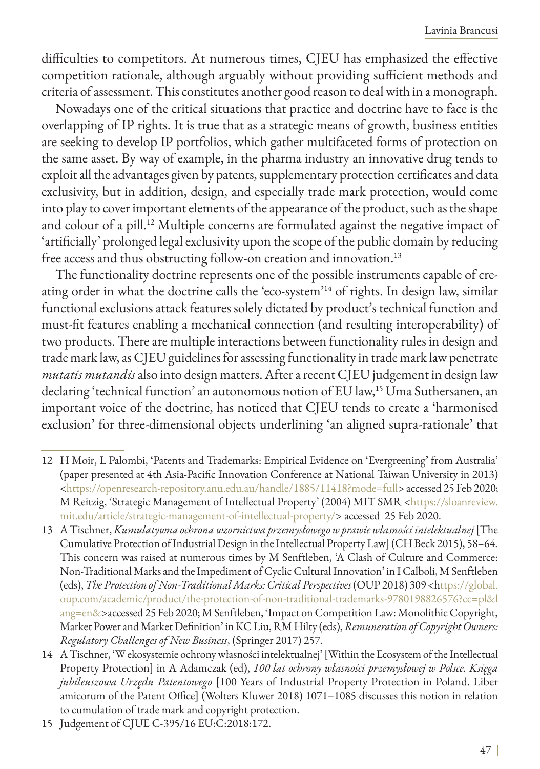difficulties to competitors. At numerous times, CJEU has emphasized the effective competition rationale, although arguably without providing sufficient methods and criteria of assessment. This constitutes another good reason to deal with in a monograph.

Nowadays one of the critical situations that practice and doctrine have to face is the overlapping of IP rights. It is true that as a strategic means of growth, business entities are seeking to develop IP portfolios, which gather multifaceted forms of protection on the same asset. By way of example, in the pharma industry an innovative drug tends to exploit all the advantages given by patents, supplementary protection certificates and data exclusivity, but in addition, design, and especially trade mark protection, would come into play to cover important elements of the appearance of the product, such as the shape and colour of a pill.[12] Multiple concerns are formulated against the negative impact of 'artificially' prolonged legal exclusivity upon the scope of the public domain by reducing free access and thus obstructing follow-on creation and innovation.[13]

The functionality doctrine represents one of the possible instruments capable of creating order in what the doctrine calls the 'eco-system'[14] of rights. In design law, similar functional exclusions attack features solely dictated by product's technical function and must-fit features enabling a mechanical connection (and resulting interoperability) of two products. There are multiple interactions between functionality rules in design and trade mark law, as CJEU guidelines for assessing functionality in trade mark law penetrate *mutatis mutandis* also into design matters. After a recent CJEU judgement in design law declaring 'technical function' an autonomous notion of EU law,[15] Uma Suthersanen, an important voice of the doctrine, has noticed that CJEU tends to create a 'harmonised exclusion' for three-dimensional objects underlining 'an aligned supra-rationale' that

---

12 H Moir, L Palombi, 'Patents and Trademarks: Empirical Evidence on 'Evergreening' from Australia' (paper presented at 4th Asia-Pacific Innovation Conference at National Taiwan University in 2013) <https://openresearch-repository.anu.edu.au/handle/1885/11418?mode=full> accessed 25 Feb 2020; M Reitzig, 'Strategic Management of Intellectual Property' (2004) MIT SMR <https://sloanreview.mit.edu/article/strategic-management-of-intellectual-property/> accessed 25 Feb 2020.

13 A Tischner, *Kumulatywna ochrona wzornictwa przemysłowego w prawie własności intelektualnej* [The Cumulative Protection of Industrial Design in the Intellectual Property Law] (CH Beck 2015), 58–64. This concern was raised at numerous times by M Senftleben, 'A Clash of Culture and Commerce: Non-Traditional Marks and the Impediment of Cyclic Cultural Innovation' in I Calboli, M Senftleben (eds), *The Protection of Non-Traditional Marks: Critical Perspectives* (OUP 2018) 309 <https://global.oup.com/academic/product/the-protection-of-non-traditional-trademarks-9780198826576?cc=pl&lang=en&>accessed 25 Feb 2020; M Senftleben, 'Impact on Competition Law: Monolithic Copyright, Market Power and Market Definition' in KC Liu, RM Hilty (eds), *Remuneration of Copyright Owners: Regulatory Challenges of New Business*, (Springer 2017) 257.

14 A Tischner, 'W ekosystemie ochrony własności intelektualnej' [Within the Ecosystem of the Intellectual Property Protection] in A Adamczak (ed), *100 lat ochrony własności przemysłowej w Polsce. Księga jubileuszowa Urzędu Patentowego* [100 Years of Industrial Property Protection in Poland. Liber amicorum of the Patent Office] (Wolters Kluwer 2018) 1071–1085 discusses this notion in relation to cumulation of trade mark and copyright protection.

15 Judgement of CJUE C-395/16 EU:C:2018:172.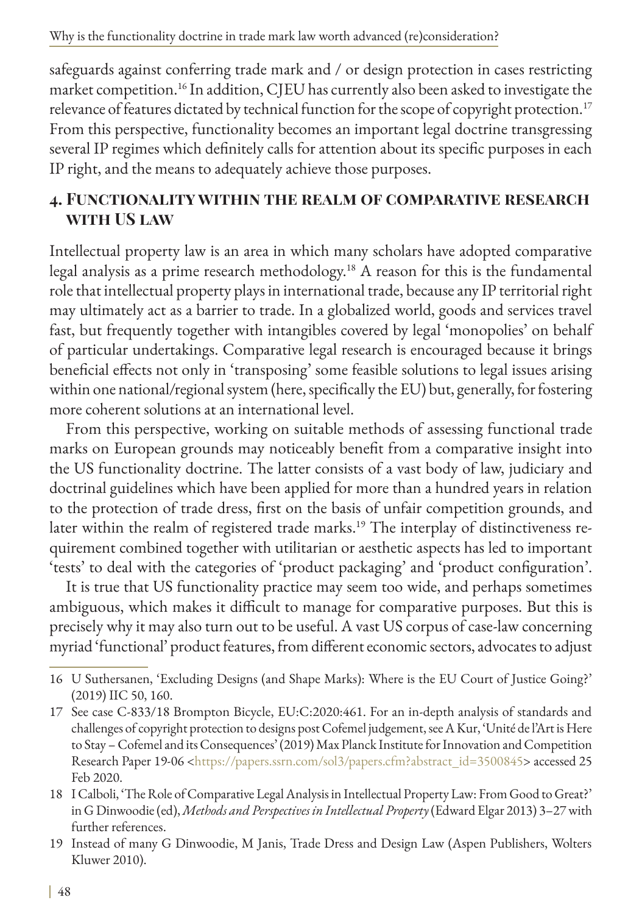safeguards against conferring trade mark and / or design protection in cases restricting market competition.[16] In addition, CJEU has currently also been asked to investigate the relevance of features dictated by technical function for the scope of copyright protection.[17] From this perspective, functionality becomes an important legal doctrine transgressing several IP regimes which definitely calls for attention about its specific purposes in each IP right, and the means to adequately achieve those purposes.

## 4. Functionality within the realm of comparative research with US law

Intellectual property law is an area in which many scholars have adopted comparative legal analysis as a prime research methodology.[18] A reason for this is the fundamental role that intellectual property plays in international trade, because any IP territorial right may ultimately act as a barrier to trade. In a globalized world, goods and services travel fast, but frequently together with intangibles covered by legal 'monopolies' on behalf of particular undertakings. Comparative legal research is encouraged because it brings beneficial effects not only in 'transposing' some feasible solutions to legal issues arising within one national/regional system (here, specifically the EU) but, generally, for fostering more coherent solutions at an international level.

From this perspective, working on suitable methods of assessing functional trade marks on European grounds may noticeably benefit from a comparative insight into the US functionality doctrine. The latter consists of a vast body of law, judiciary and doctrinal guidelines which have been applied for more than a hundred years in relation to the protection of trade dress, first on the basis of unfair competition grounds, and later within the realm of registered trade marks.[19] The interplay of distinctiveness requirement combined together with utilitarian or aesthetic aspects has led to important 'tests' to deal with the categories of 'product packaging' and 'product configuration'.

It is true that US functionality practice may seem too wide, and perhaps sometimes ambiguous, which makes it difficult to manage for comparative purposes. But this is precisely why it may also turn out to be useful. A vast US corpus of case-law concerning myriad 'functional' product features, from different economic sectors, advocates to adjust

---

16 U Suthersanen, 'Excluding Designs (and Shape Marks): Where is the EU Court of Justice Going?' (2019) IIC 50, 160.

17 See case C-833/18 Brompton Bicycle, EU:C:2020:461. For an in-depth analysis of standards and challenges of copyright protection to designs post Cofemel judgement, see A Kur, 'Unité de l'Art is Here to Stay – Cofemel and its Consequences' (2019) Max Planck Institute for Innovation and Competition Research Paper 19-06 <https://papers.ssrn.com/sol3/papers.cfm?abstract_id=3500845> accessed 25 Feb 2020.

18 I Calboli, 'The Role of Comparative Legal Analysis in Intellectual Property Law: From Good to Great?' in G Dinwoodie (ed), *Methods and Perspectives in Intellectual Property* (Edward Elgar 2013) 3–27 with further references.

19 Instead of many G Dinwoodie, M Janis, Trade Dress and Design Law (Aspen Publishers, Wolters Kluwer 2010).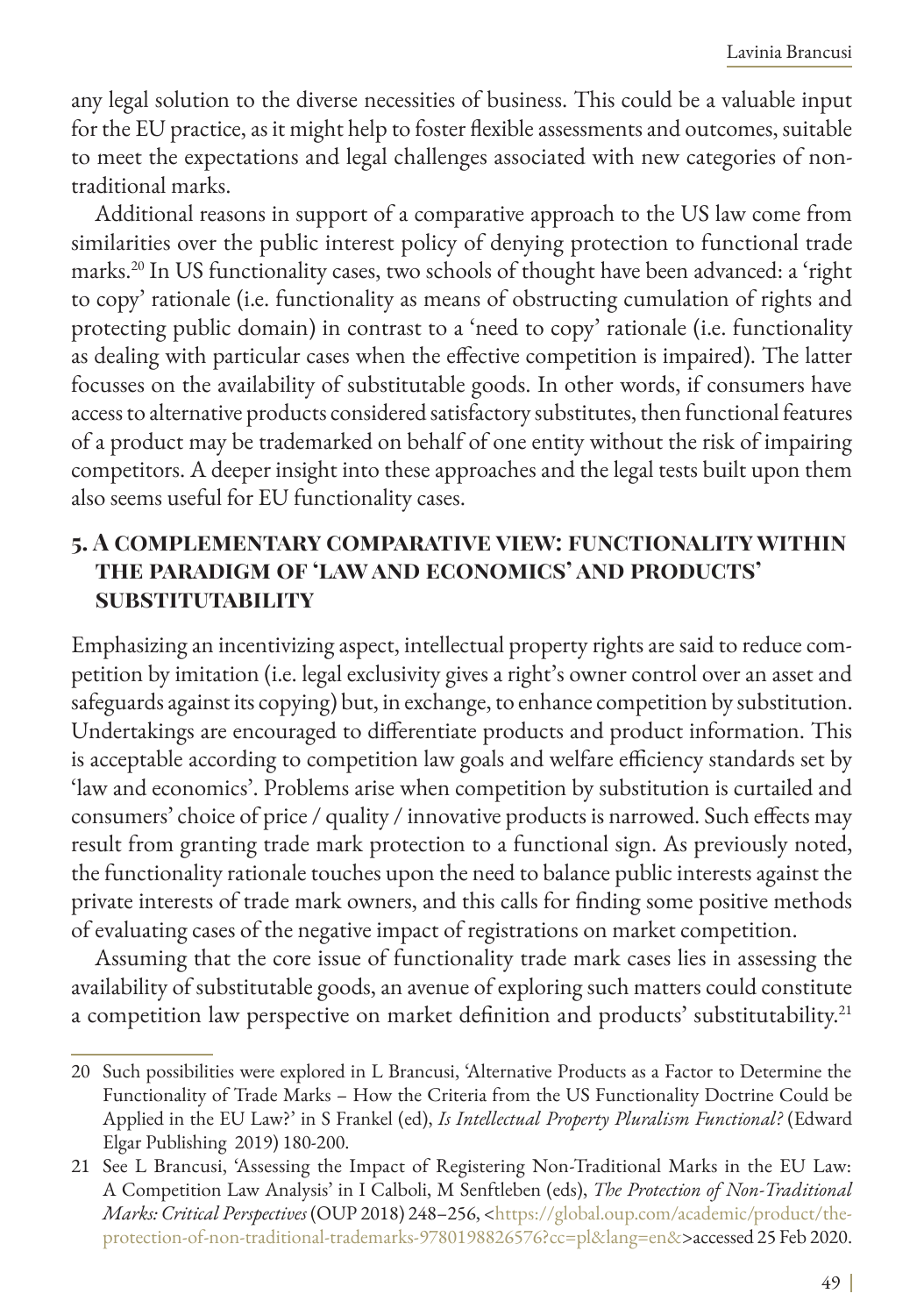any legal solution to the diverse necessities of business. This could be a valuable input for the EU practice, as it might help to foster flexible assessments and outcomes, suitable to meet the expectations and legal challenges associated with new categories of non-traditional marks.

Additional reasons in support of a comparative approach to the US law come from similarities over the public interest policy of denying protection to functional trade marks.[20] In US functionality cases, two schools of thought have been advanced: a 'right to copy' rationale (i.e. functionality as means of obstructing cumulation of rights and protecting public domain) in contrast to a 'need to copy' rationale (i.e. functionality as dealing with particular cases when the effective competition is impaired). The latter focusses on the availability of substitutable goods. In other words, if consumers have access to alternative products considered satisfactory substitutes, then functional features of a product may be trademarked on behalf of one entity without the risk of impairing competitors. A deeper insight into these approaches and the legal tests built upon them also seems useful for EU functionality cases.

## 5. A Complementary Comparative View: Functionality within the Paradigm of 'Law and Economics' and Products' Substitutability

Emphasizing an incentivizing aspect, intellectual property rights are said to reduce competition by imitation (i.e. legal exclusivity gives a right's owner control over an asset and safeguards against its copying) but, in exchange, to enhance competition by substitution. Undertakings are encouraged to differentiate products and product information. This is acceptable according to competition law goals and welfare efficiency standards set by 'law and economics'. Problems arise when competition by substitution is curtailed and consumers' choice of price / quality / innovative products is narrowed. Such effects may result from granting trade mark protection to a functional sign. As previously noted, the functionality rationale touches upon the need to balance public interests against the private interests of trade mark owners, and this calls for finding some positive methods of evaluating cases of the negative impact of registrations on market competition.

Assuming that the core issue of functionality trade mark cases lies in assessing the availability of substitutable goods, an avenue of exploring such matters could constitute a competition law perspective on market definition and products' substitutability.[21]

---

20 Such possibilities were explored in L Brancusi, 'Alternative Products as a Factor to Determine the Functionality of Trade Marks – How the Criteria from the US Functionality Doctrine Could be Applied in the EU Law?' in S Frankel (ed), *Is Intellectual Property Pluralism Functional?* (Edward Elgar Publishing 2019) 180-200.

21 See L Brancusi, 'Assessing the Impact of Registering Non-Traditional Marks in the EU Law: A Competition Law Analysis' in I Calboli, M Senftleben (eds), *The Protection of Non-Traditional Marks: Critical Perspectives* (OUP 2018) 248–256, <https://global.oup.com/academic/product/the-protection-of-non-traditional-trademarks-9780198826576?cc=pl&lang=en&>accessed 25 Feb 2020.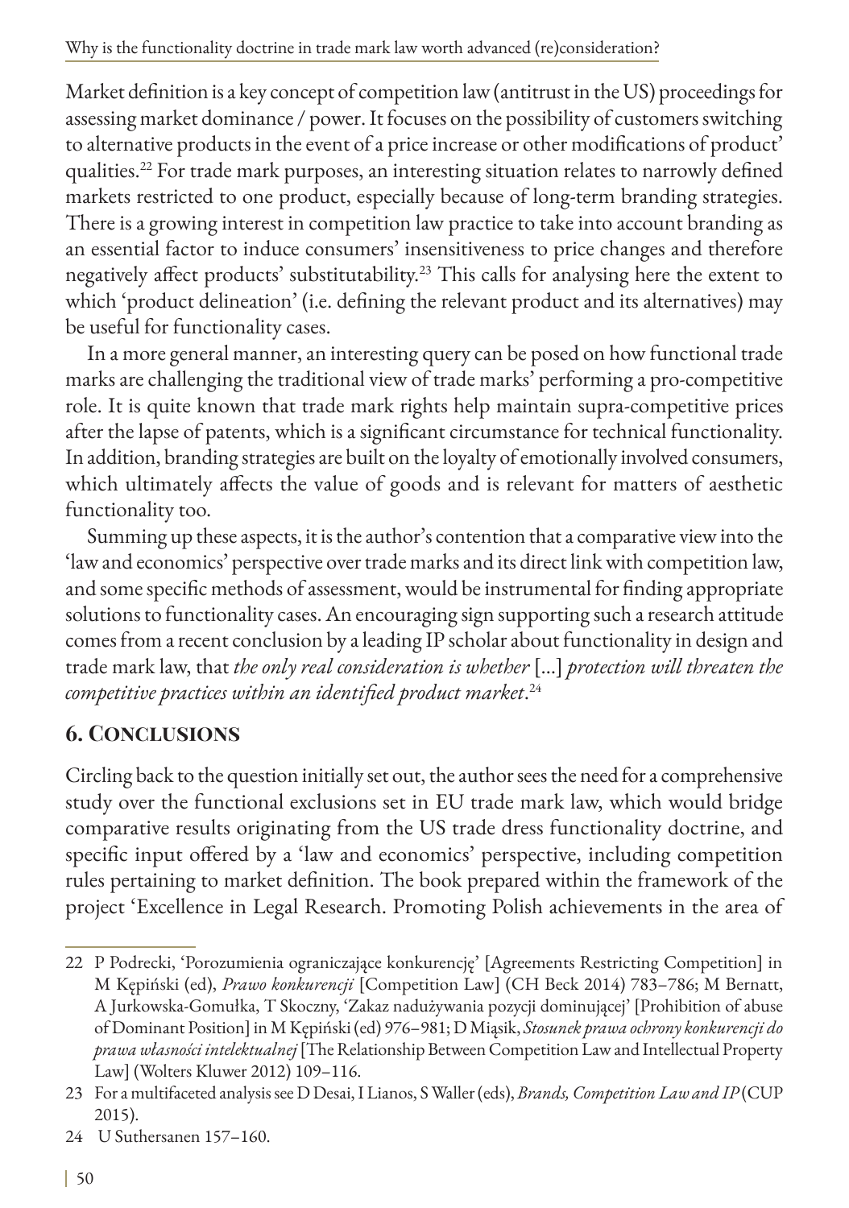Market definition is a key concept of competition law (antitrust in the US) proceedings for assessing market dominance / power. It focuses on the possibility of customers switching to alternative products in the event of a price increase or other modifications of product' qualities.[22] For trade mark purposes, an interesting situation relates to narrowly defined markets restricted to one product, especially because of long-term branding strategies. There is a growing interest in competition law practice to take into account branding as an essential factor to induce consumers' insensitiveness to price changes and therefore negatively affect products' substitutability.[23] This calls for analysing here the extent to which 'product delineation' (i.e. defining the relevant product and its alternatives) may be useful for functionality cases.

In a more general manner, an interesting query can be posed on how functional trade marks are challenging the traditional view of trade marks' performing a pro-competitive role. It is quite known that trade mark rights help maintain supra-competitive prices after the lapse of patents, which is a significant circumstance for technical functionality. In addition, branding strategies are built on the loyalty of emotionally involved consumers, which ultimately affects the value of goods and is relevant for matters of aesthetic functionality too.

Summing up these aspects, it is the author's contention that a comparative view into the 'law and economics' perspective over trade marks and its direct link with competition law, and some specific methods of assessment, would be instrumental for finding appropriate solutions to functionality cases. An encouraging sign supporting such a research attitude comes from a recent conclusion by a leading IP scholar about functionality in design and trade mark law, that *the only real consideration is whether* [...] *protection will threaten the competitive practices within an identified product market*.[24]

## 6. Conclusions

Circling back to the question initially set out, the author sees the need for a comprehensive study over the functional exclusions set in EU trade mark law, which would bridge comparative results originating from the US trade dress functionality doctrine, and specific input offered by a 'law and economics' perspective, including competition rules pertaining to market definition. The book prepared within the framework of the project 'Excellence in Legal Research. Promoting Polish achievements in the area of

---

22 P Podrecki, 'Porozumienia ograniczające konkurencję' [Agreements Restricting Competition] in M Kępiński (ed), *Prawo konkurencji* [Competition Law] (CH Beck 2014) 783–786; M Bernatt, A Jurkowska-Gomułka, T Skoczny, 'Zakaz nadużywania pozycji dominującej' [Prohibition of abuse of Dominant Position] in M Kępiński (ed) 976–981; D Miąsik, *Stosunek prawa ochrony konkurencji do prawa własności intelektualnej* [The Relationship Between Competition Law and Intellectual Property Law] (Wolters Kluwer 2012) 109–116.

23 For a multifaceted analysis see D Desai, I Lianos, S Waller (eds), *Brands, Competition Law and IP* (CUP 2015).

24 U Suthersanen 157–160.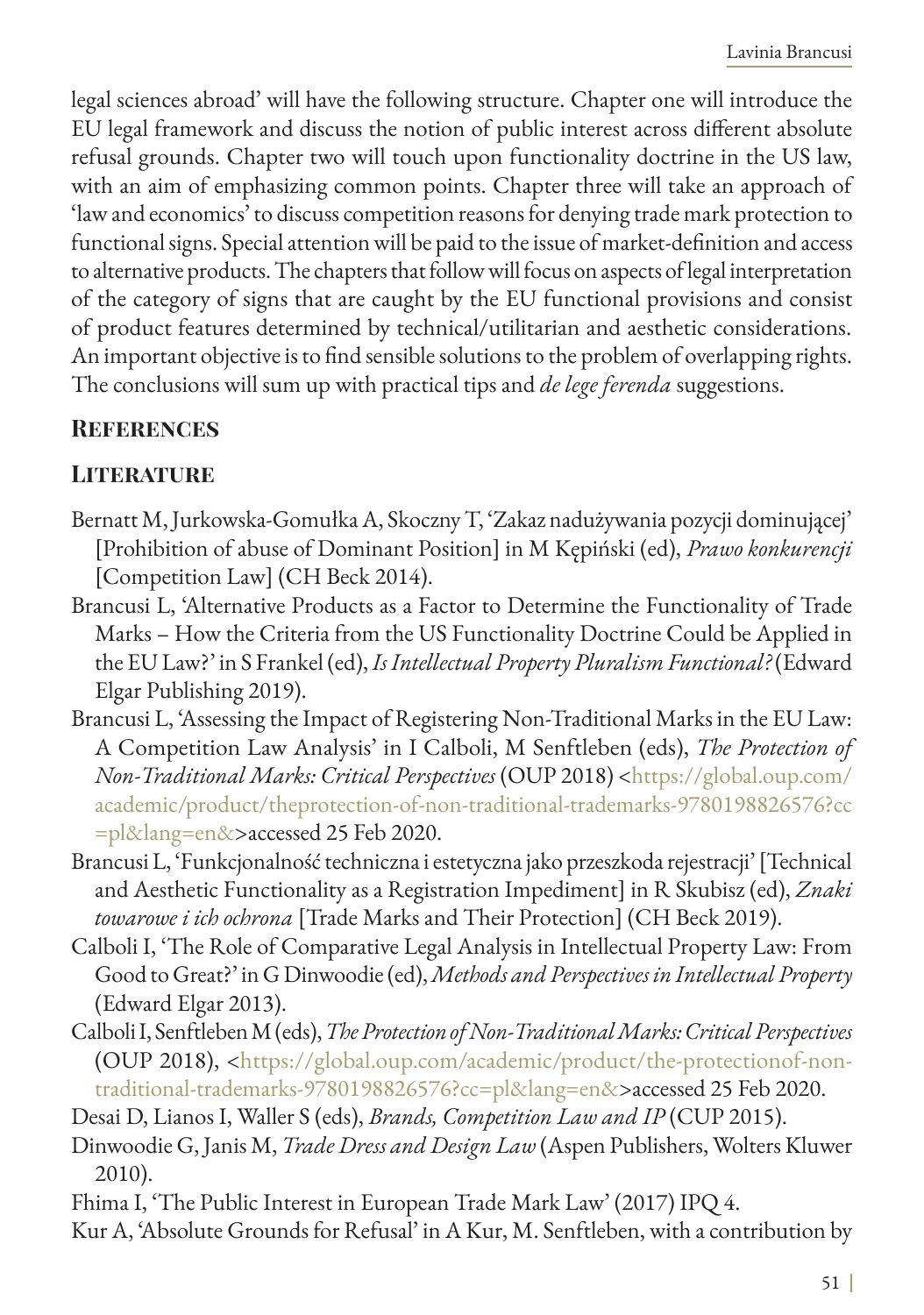legal sciences abroad' will have the following structure. Chapter one will introduce the EU legal framework and discuss the notion of public interest across different absolute refusal grounds. Chapter two will touch upon functionality doctrine in the US law, with an aim of emphasizing common points. Chapter three will take an approach of 'law and economics' to discuss competition reasons for denying trade mark protection to functional signs. Special attention will be paid to the issue of market-definition and access to alternative products. The chapters that follow will focus on aspects of legal interpretation of the category of signs that are caught by the EU functional provisions and consist of product features determined by technical/utilitarian and aesthetic considerations. An important objective is to find sensible solutions to the problem of overlapping rights. The conclusions will sum up with practical tips and *de lege ferenda* suggestions.

## References

### Literature

Bernatt M, Jurkowska-Gomułka A, Skoczny T, 'Zakaz nadużywania pozycji dominującej' [Prohibition of abuse of Dominant Position] in M Kępiński (ed), *Prawo konkurencji* [Competition Law] (CH Beck 2014).

Brancusi L, 'Alternative Products as a Factor to Determine the Functionality of Trade Marks – How the Criteria from the US Functionality Doctrine Could be Applied in the EU Law?' in S Frankel (ed), *Is Intellectual Property Pluralism Functional?* (Edward Elgar Publishing 2019).

Brancusi L, 'Assessing the Impact of Registering Non-Traditional Marks in the EU Law: A Competition Law Analysis' in I Calboli, M Senftleben (eds), *The Protection of Non-Traditional Marks: Critical Perspectives* (OUP 2018) <https://global.oup.com/academic/product/theprotection-of-non-traditional-trademarks-9780198826576?cc=pl&lang=en&>accessed 25 Feb 2020.

Brancusi L, 'Funkcjonalność techniczna i estetyczna jako przeszkoda rejestracji' [Technical and Aesthetic Functionality as a Registration Impediment] in R Skubisz (ed), *Znaki towarowe i ich ochrona* [Trade Marks and Their Protection] (CH Beck 2019).

Calboli I, 'The Role of Comparative Legal Analysis in Intellectual Property Law: From Good to Great?' in G Dinwoodie (ed), *Methods and Perspectives in Intellectual Property* (Edward Elgar 2013).

Calboli I, Senftleben M (eds), *The Protection of Non-Traditional Marks: Critical Perspectives* (OUP 2018), <https://global.oup.com/academic/product/the-protectionof-non-traditional-trademarks-9780198826576?cc=pl&lang=en&>accessed 25 Feb 2020.

Desai D, Lianos I, Waller S (eds), *Brands, Competition Law and IP* (CUP 2015).

Dinwoodie G, Janis M, *Trade Dress and Design Law* (Aspen Publishers, Wolters Kluwer 2010).

Fhima I, 'The Public Interest in European Trade Mark Law' (2017) IPQ 4.

Kur A, 'Absolute Grounds for Refusal' in A Kur, M. Senftleben, with a contribution by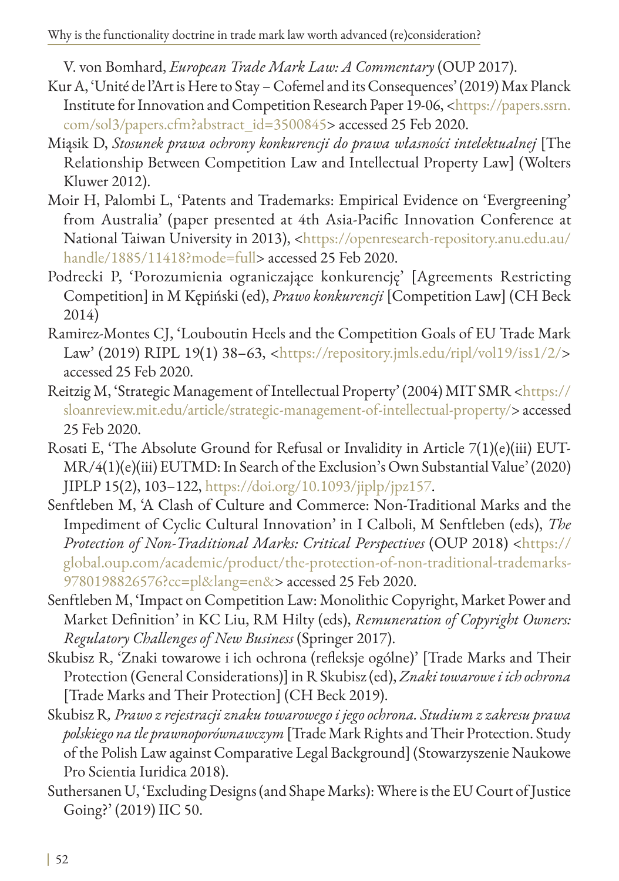V. von Bomhard, *European Trade Mark Law: A Commentary* (OUP 2017).

Kur A, 'Unité de l'Art is Here to Stay – Cofemel and its Consequences' (2019) Max Planck Institute for Innovation and Competition Research Paper 19-06, <https://papers.ssrn.com/sol3/papers.cfm?abstract_id=3500845> accessed 25 Feb 2020.

Miąsik D, *Stosunek prawa ochrony konkurencji do prawa własności intelektualnej* [The Relationship Between Competition Law and Intellectual Property Law] (Wolters Kluwer 2012).

Moir H, Palombi L, 'Patents and Trademarks: Empirical Evidence on 'Evergreening' from Australia' (paper presented at 4th Asia-Pacific Innovation Conference at National Taiwan University in 2013), <https://openresearch-repository.anu.edu.au/handle/1885/11418?mode=full> accessed 25 Feb 2020.

Podrecki P, 'Porozumienia ograniczające konkurencję' [Agreements Restricting Competition] in M Kępiński (ed), *Prawo konkurencji* [Competition Law] (CH Beck 2014)

Ramirez-Montes CJ, 'Louboutin Heels and the Competition Goals of EU Trade Mark Law' (2019) RIPL 19(1) 38–63, <https://repository.jmls.edu/ripl/vol19/iss1/2/> accessed 25 Feb 2020.

Reitzig M, 'Strategic Management of Intellectual Property' (2004) MIT SMR <https://sloanreview.mit.edu/article/strategic-management-of-intellectual-property/> accessed 25 Feb 2020.

Rosati E, 'The Absolute Ground for Refusal or Invalidity in Article 7(1)(e)(iii) EUTMR/4(1)(e)(iii) EUTMD: In Search of the Exclusion's Own Substantial Value' (2020) JIPLP 15(2), 103–122, https://doi.org/10.1093/jiplp/jpz157.

Senftleben M, 'A Clash of Culture and Commerce: Non-Traditional Marks and the Impediment of Cyclic Cultural Innovation' in I Calboli, M Senftleben (eds), *The Protection of Non-Traditional Marks: Critical Perspectives* (OUP 2018) <https://global.oup.com/academic/product/the-protection-of-non-traditional-trademarks-9780198826576?cc=pl&lang=en&> accessed 25 Feb 2020.

Senftleben M, 'Impact on Competition Law: Monolithic Copyright, Market Power and Market Definition' in KC Liu, RM Hilty (eds), *Remuneration of Copyright Owners: Regulatory Challenges of New Business* (Springer 2017).

Skubisz R, 'Znaki towarowe i ich ochrona (refleksje ogólne)' [Trade Marks and Their Protection (General Considerations)] in R Skubisz (ed), *Znaki towarowe i ich ochrona* [Trade Marks and Their Protection] (CH Beck 2019).

Skubisz R, *Prawo z rejestracji znaku towarowego i jego ochrona. Studium z zakresu prawa polskiego na tle prawnoporównawczym* [Trade Mark Rights and Their Protection. Study of the Polish Law against Comparative Legal Background] (Stowarzyszenie Naukowe Pro Scientia Iuridica 2018).

Suthersanen U, 'Excluding Designs (and Shape Marks): Where is the EU Court of Justice Going?' (2019) IIC 50.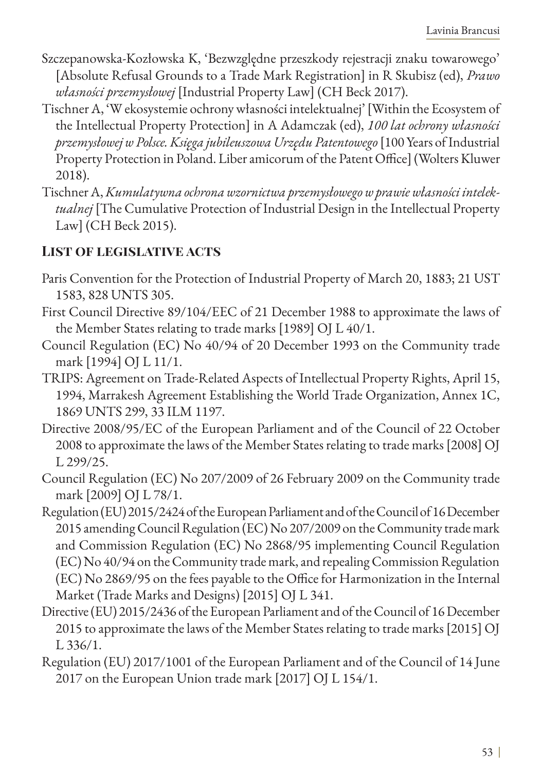Szczepanowska-Kozłowska K, 'Bezwzględne przeszkody rejestracji znaku towarowego' [Absolute Refusal Grounds to a Trade Mark Registration] in R Skubisz (ed), *Prawo własności przemysłowej* [Industrial Property Law] (CH Beck 2017).

Tischner A, 'W ekosystemie ochrony własności intelektualnej' [Within the Ecosystem of the Intellectual Property Protection] in A Adamczak (ed), *100 lat ochrony własności przemysłowej w Polsce. Księga jubileuszowa Urzędu Patentowego* [100 Years of Industrial Property Protection in Poland. Liber amicorum of the Patent Office] (Wolters Kluwer 2018).

Tischner A, *Kumulatywna ochrona wzornictwa przemysłowego w prawie własności intelektualnej* [The Cumulative Protection of Industrial Design in the Intellectual Property Law] (CH Beck 2015).

## List of legislative acts

Paris Convention for the Protection of Industrial Property of March 20, 1883; 21 UST 1583, 828 UNTS 305.

First Council Directive 89/104/EEC of 21 December 1988 to approximate the laws of the Member States relating to trade marks [1989] OJ L 40/1.

Council Regulation (EC) No 40/94 of 20 December 1993 on the Community trade mark [1994] OJ L 11/1.

TRIPS: Agreement on Trade-Related Aspects of Intellectual Property Rights, April 15, 1994, Marrakesh Agreement Establishing the World Trade Organization, Annex 1C, 1869 UNTS 299, 33 ILM 1197.

Directive 2008/95/EC of the European Parliament and of the Council of 22 October 2008 to approximate the laws of the Member States relating to trade marks [2008] OJ L 299/25.

Council Regulation (EC) No 207/2009 of 26 February 2009 on the Community trade mark [2009] OJ L 78/1.

Regulation (EU) 2015/2424 of the European Parliament and of the Council of 16 December 2015 amending Council Regulation (EC) No 207/2009 on the Community trade mark and Commission Regulation (EC) No 2868/95 implementing Council Regulation (EC) No 40/94 on the Community trade mark, and repealing Commission Regulation (EC) No 2869/95 on the fees payable to the Office for Harmonization in the Internal Market (Trade Marks and Designs) [2015] OJ L 341.

Directive (EU) 2015/2436 of the European Parliament and of the Council of 16 December 2015 to approximate the laws of the Member States relating to trade marks [2015] OJ L 336/1.

Regulation (EU) 2017/1001 of the European Parliament and of the Council of 14 June 2017 on the European Union trade mark [2017] OJ L 154/1.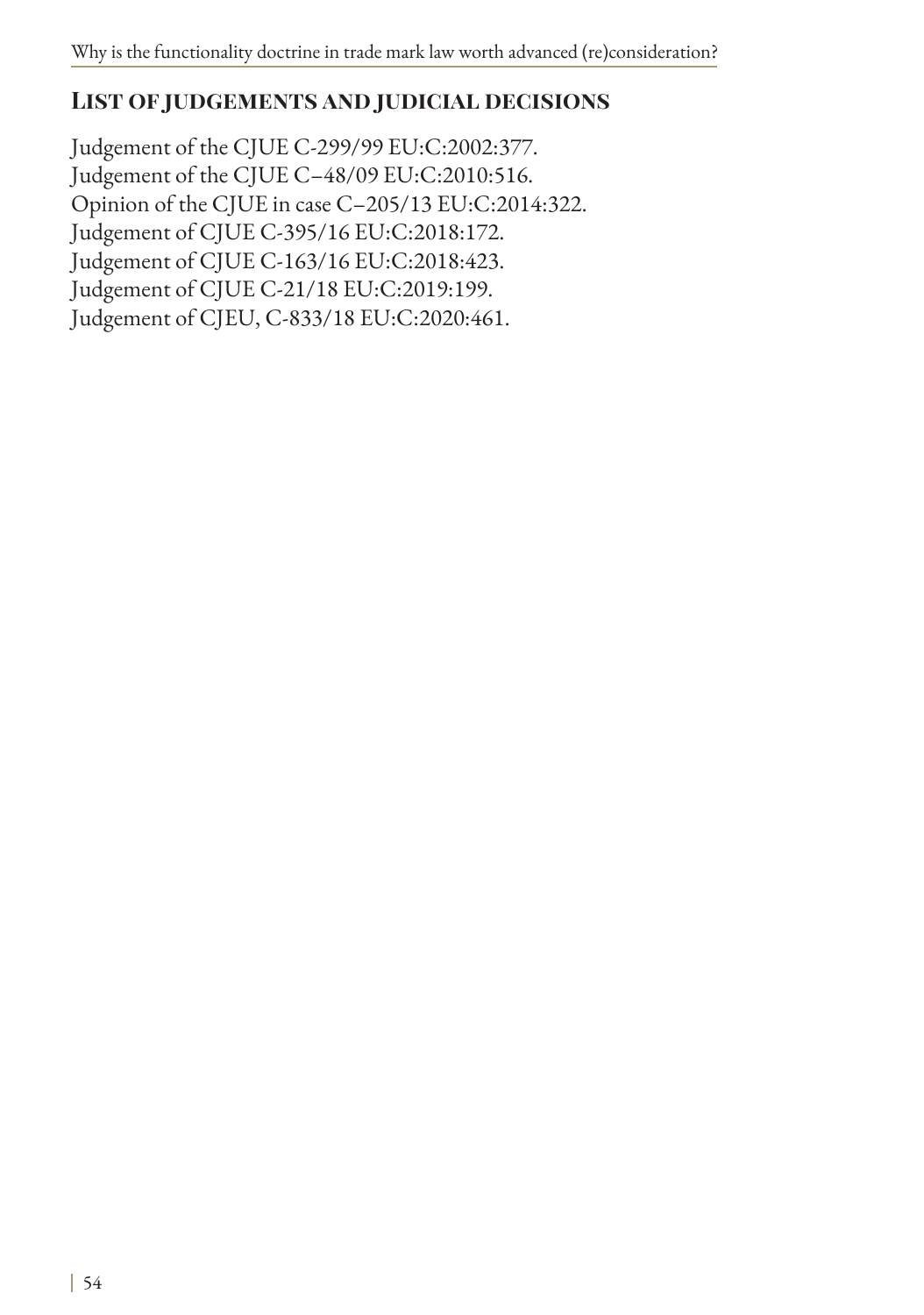## List of judgements and judicial decisions

Judgement of the CJUE C-299/99 EU:C:2002:377.
Judgement of the CJUE C–48/09 EU:C:2010:516.
Opinion of the CJUE in case C–205/13 EU:C:2014:322.
Judgement of CJUE C-395/16 EU:C:2018:172.
Judgement of CJUE C-163/16 EU:C:2018:423.
Judgement of CJUE C-21/18 EU:C:2019:199.
Judgement of CJEU, C-833/18 EU:C:2020:461.